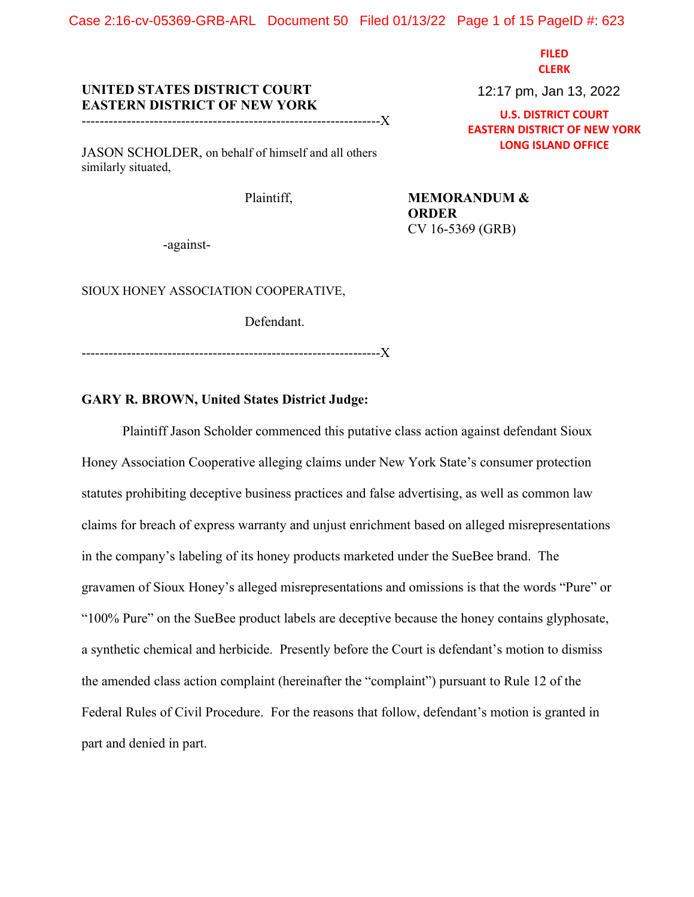FILED
CLERK

12:17 pm, Jan 13, 2022

U.S. DISTRICT COURT
EASTERN DISTRICT OF NEW YORK
LONG ISLAND OFFICE

**UNITED STATES DISTRICT COURT**
**EASTERN DISTRICT OF NEW YORK**

---------------------------------------------------------------------X

JASON SCHOLDER, on behalf of himself and all others similarly situated,

Plaintiff,

-against-

SIOUX HONEY ASSOCIATION COOPERATIVE,

Defendant.

---------------------------------------------------------------------X

**MEMORANDUM & ORDER**
CV 16-5369 (GRB)

**GARY R. BROWN, United States District Judge:**

Plaintiff Jason Scholder commenced this putative class action against defendant Sioux Honey Association Cooperative alleging claims under New York State's consumer protection statutes prohibiting deceptive business practices and false advertising, as well as common law claims for breach of express warranty and unjust enrichment based on alleged misrepresentations in the company's labeling of its honey products marketed under the SueBee brand. The gravamen of Sioux Honey's alleged misrepresentations and omissions is that the words "Pure" or "100% Pure" on the SueBee product labels are deceptive because the honey contains glyphosate, a synthetic chemical and herbicide. Presently before the Court is defendant's motion to dismiss the amended class action complaint (hereinafter the "complaint") pursuant to Rule 12 of the Federal Rules of Civil Procedure. For the reasons that follow, defendant's motion is granted in part and denied in part.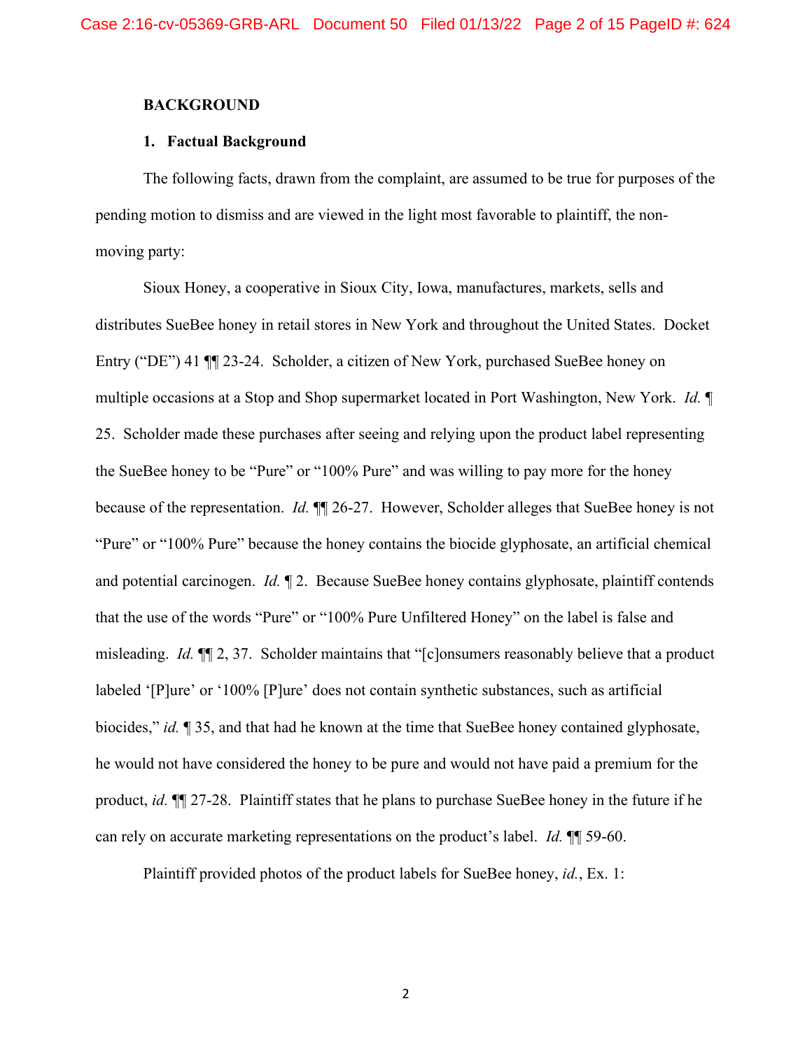**BACKGROUND**

**1. Factual Background**

The following facts, drawn from the complaint, are assumed to be true for purposes of the pending motion to dismiss and are viewed in the light most favorable to plaintiff, the non-moving party:

Sioux Honey, a cooperative in Sioux City, Iowa, manufactures, markets, sells and distributes SueBee honey in retail stores in New York and throughout the United States. Docket Entry ("DE") 41 ¶¶ 23-24. Scholder, a citizen of New York, purchased SueBee honey on multiple occasions at a Stop and Shop supermarket located in Port Washington, New York. *Id.* ¶ 25. Scholder made these purchases after seeing and relying upon the product label representing the SueBee honey to be "Pure" or "100% Pure" and was willing to pay more for the honey because of the representation. *Id.* ¶¶ 26-27. However, Scholder alleges that SueBee honey is not "Pure" or "100% Pure" because the honey contains the biocide glyphosate, an artificial chemical and potential carcinogen. *Id.* ¶ 2. Because SueBee honey contains glyphosate, plaintiff contends that the use of the words "Pure" or "100% Pure Unfiltered Honey" on the label is false and misleading. *Id.* ¶¶ 2, 37. Scholder maintains that "[c]onsumers reasonably believe that a product labeled '[P]ure' or '100% [P]ure' does not contain synthetic substances, such as artificial biocides," *id.* ¶ 35, and that had he known at the time that SueBee honey contained glyphosate, he would not have considered the honey to be pure and would not have paid a premium for the product, *id.* ¶¶ 27-28. Plaintiff states that he plans to purchase SueBee honey in the future if he can rely on accurate marketing representations on the product's label. *Id.* ¶¶ 59-60.

Plaintiff provided photos of the product labels for SueBee honey, *id.*, Ex. 1: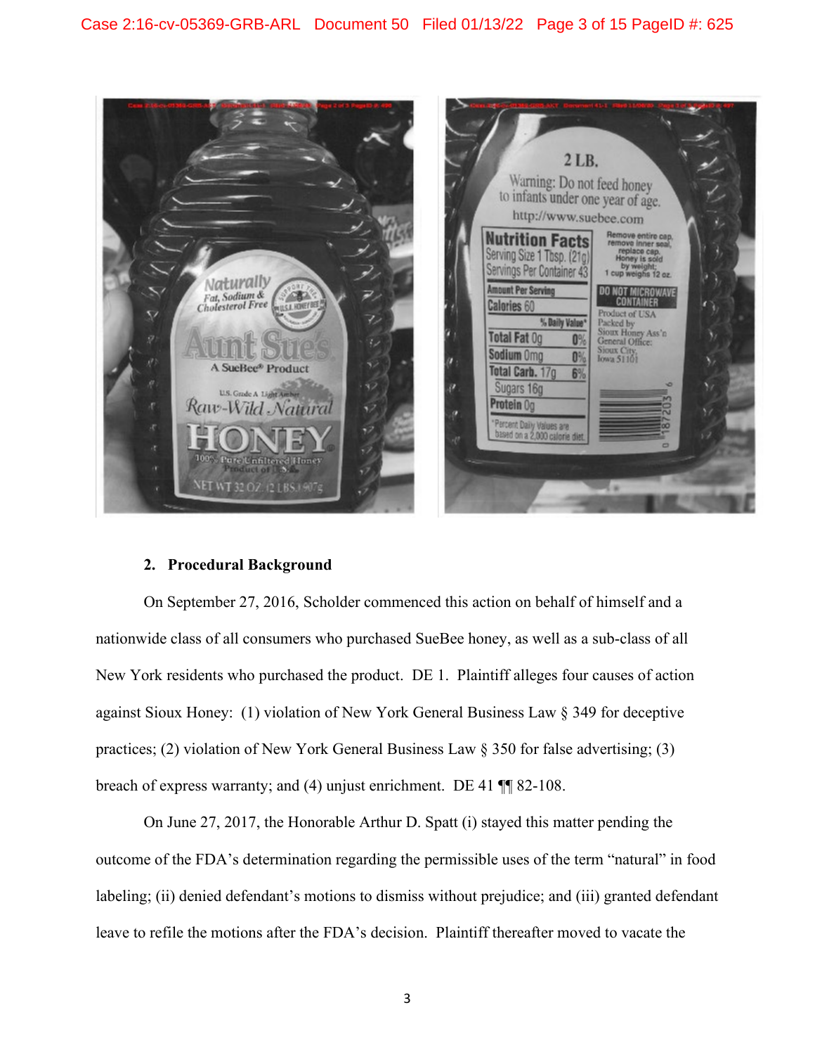## 2. Procedural Background

On September 27, 2016, Scholder commenced this action on behalf of himself and a nationwide class of all consumers who purchased SueBee honey, as well as a sub-class of all New York residents who purchased the product. DE 1. Plaintiff alleges four causes of action against Sioux Honey: (1) violation of New York General Business Law § 349 for deceptive practices; (2) violation of New York General Business Law § 350 for false advertising; (3) breach of express warranty; and (4) unjust enrichment. DE 41 ¶¶ 82-108.

On June 27, 2017, the Honorable Arthur D. Spatt (i) stayed this matter pending the outcome of the FDA's determination regarding the permissible uses of the term "natural" in food labeling; (ii) denied defendant's motions to dismiss without prejudice; and (iii) granted defendant leave to refile the motions after the FDA's decision. Plaintiff thereafter moved to vacate the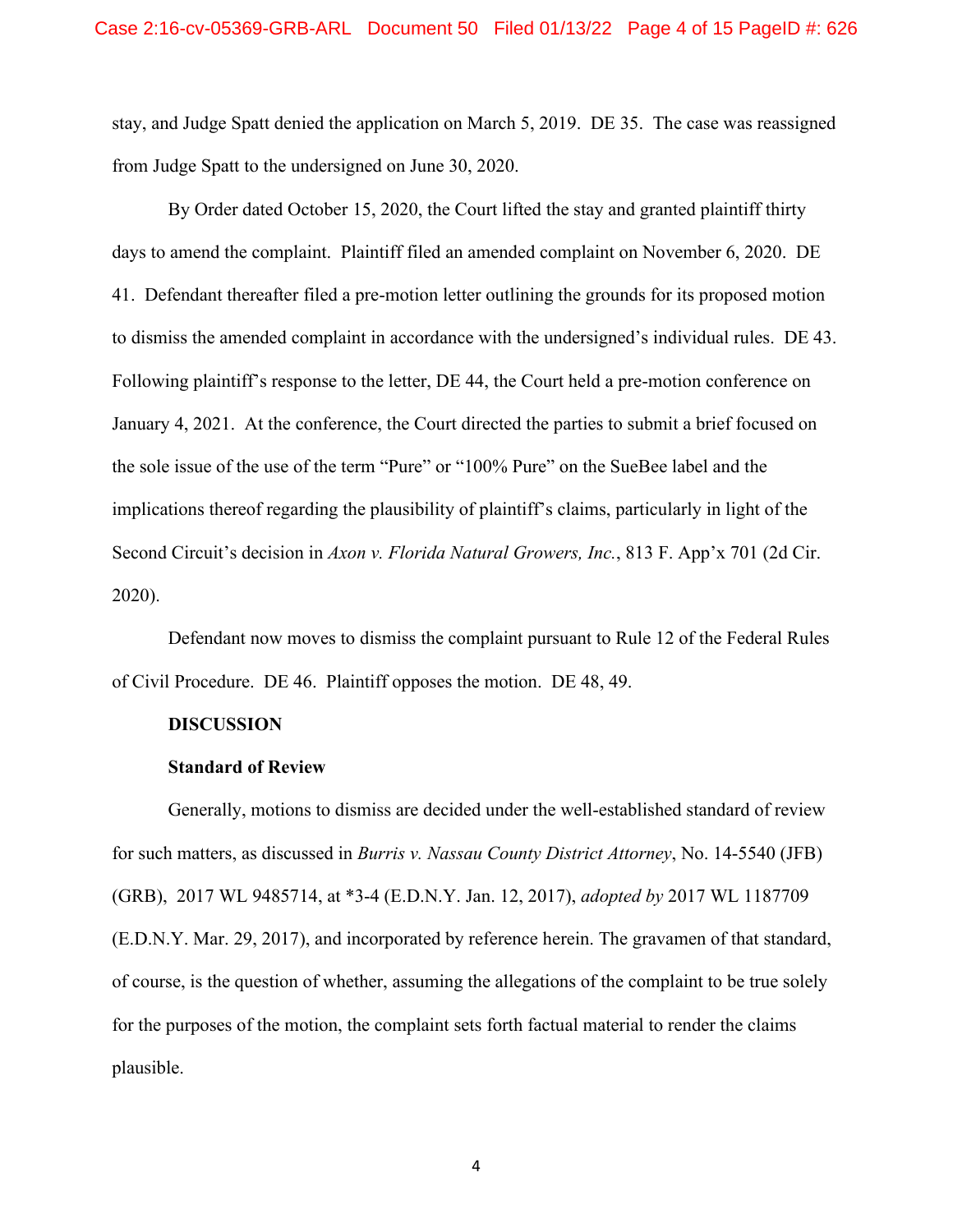stay, and Judge Spatt denied the application on March 5, 2019. DE 35. The case was reassigned from Judge Spatt to the undersigned on June 30, 2020.

By Order dated October 15, 2020, the Court lifted the stay and granted plaintiff thirty days to amend the complaint. Plaintiff filed an amended complaint on November 6, 2020. DE 41. Defendant thereafter filed a pre-motion letter outlining the grounds for its proposed motion to dismiss the amended complaint in accordance with the undersigned's individual rules. DE 43. Following plaintiff's response to the letter, DE 44, the Court held a pre-motion conference on January 4, 2021. At the conference, the Court directed the parties to submit a brief focused on the sole issue of the use of the term "Pure" or "100% Pure" on the SueBee label and the implications thereof regarding the plausibility of plaintiff's claims, particularly in light of the Second Circuit's decision in *Axon v. Florida Natural Growers, Inc.*, 813 F. App'x 701 (2d Cir. 2020).

Defendant now moves to dismiss the complaint pursuant to Rule 12 of the Federal Rules of Civil Procedure. DE 46. Plaintiff opposes the motion. DE 48, 49.

**DISCUSSION**

**Standard of Review**

Generally, motions to dismiss are decided under the well-established standard of review for such matters, as discussed in *Burris v. Nassau County District Attorney*, No. 14-5540 (JFB) (GRB), 2017 WL 9485714, at *3-4 (E.D.N.Y. Jan. 12, 2017), *adopted by* 2017 WL 1187709 (E.D.N.Y. Mar. 29, 2017), and incorporated by reference herein. The gravamen of that standard, of course, is the question of whether, assuming the allegations of the complaint to be true solely for the purposes of the motion, the complaint sets forth factual material to render the claims plausible.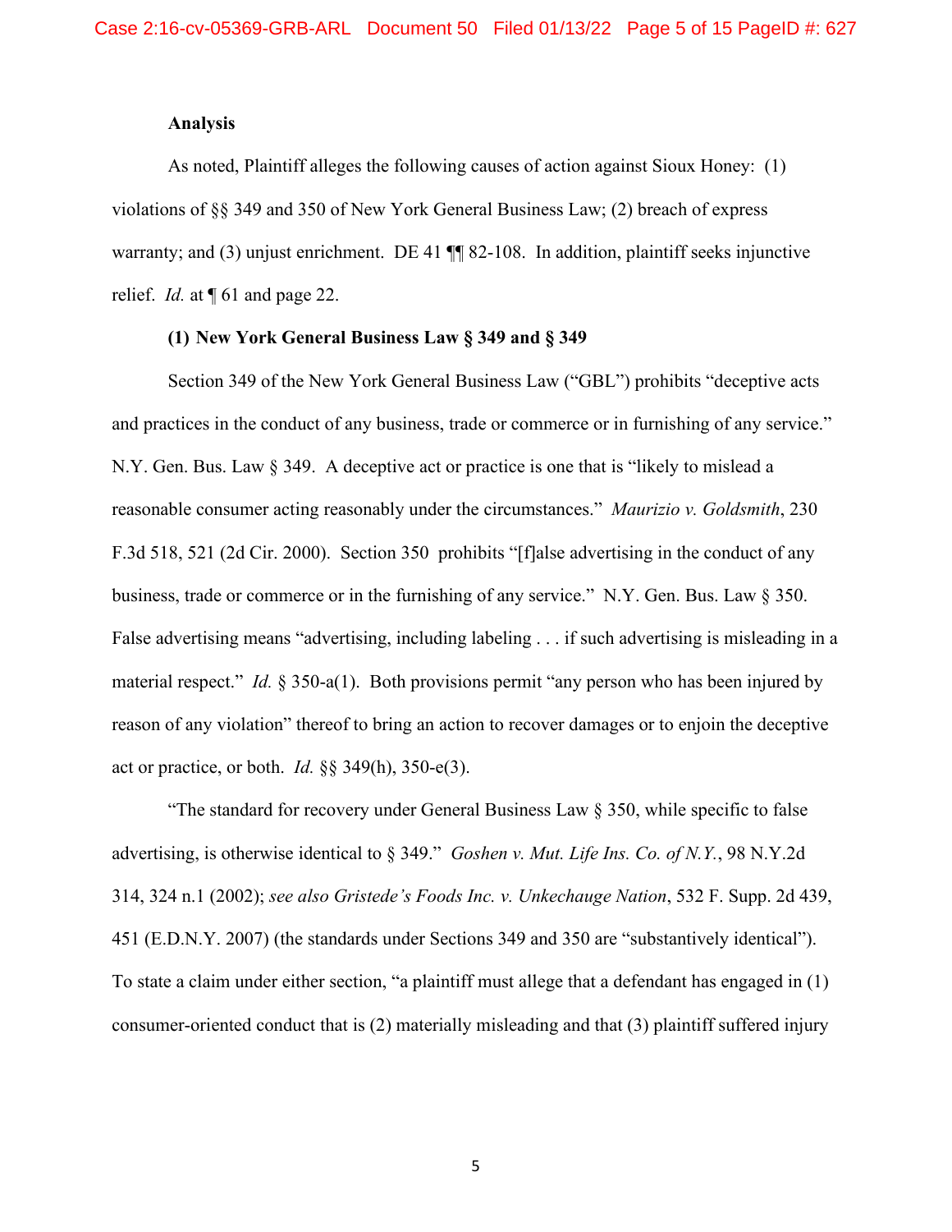**Analysis**

As noted, Plaintiff alleges the following causes of action against Sioux Honey: (1) violations of §§ 349 and 350 of New York General Business Law; (2) breach of express warranty; and (3) unjust enrichment. DE 41 ¶¶ 82-108. In addition, plaintiff seeks injunctive relief. *Id.* at ¶ 61 and page 22.

**(1) New York General Business Law § 349 and § 349**

Section 349 of the New York General Business Law ("GBL") prohibits "deceptive acts and practices in the conduct of any business, trade or commerce or in furnishing of any service." N.Y. Gen. Bus. Law § 349. A deceptive act or practice is one that is "likely to mislead a reasonable consumer acting reasonably under the circumstances." *Maurizio v. Goldsmith*, 230 F.3d 518, 521 (2d Cir. 2000). Section 350 prohibits "[f]alse advertising in the conduct of any business, trade or commerce or in the furnishing of any service." N.Y. Gen. Bus. Law § 350. False advertising means "advertising, including labeling . . . if such advertising is misleading in a material respect." *Id.* § 350-a(1). Both provisions permit "any person who has been injured by reason of any violation" thereof to bring an action to recover damages or to enjoin the deceptive act or practice, or both. *Id.* §§ 349(h), 350-e(3).

"The standard for recovery under General Business Law § 350, while specific to false advertising, is otherwise identical to § 349." *Goshen v. Mut. Life Ins. Co. of N.Y.*, 98 N.Y.2d 314, 324 n.1 (2002); *see also Gristede's Foods Inc. v. Unkechauge Nation*, 532 F. Supp. 2d 439, 451 (E.D.N.Y. 2007) (the standards under Sections 349 and 350 are "substantively identical"). To state a claim under either section, "a plaintiff must allege that a defendant has engaged in (1) consumer-oriented conduct that is (2) materially misleading and that (3) plaintiff suffered injury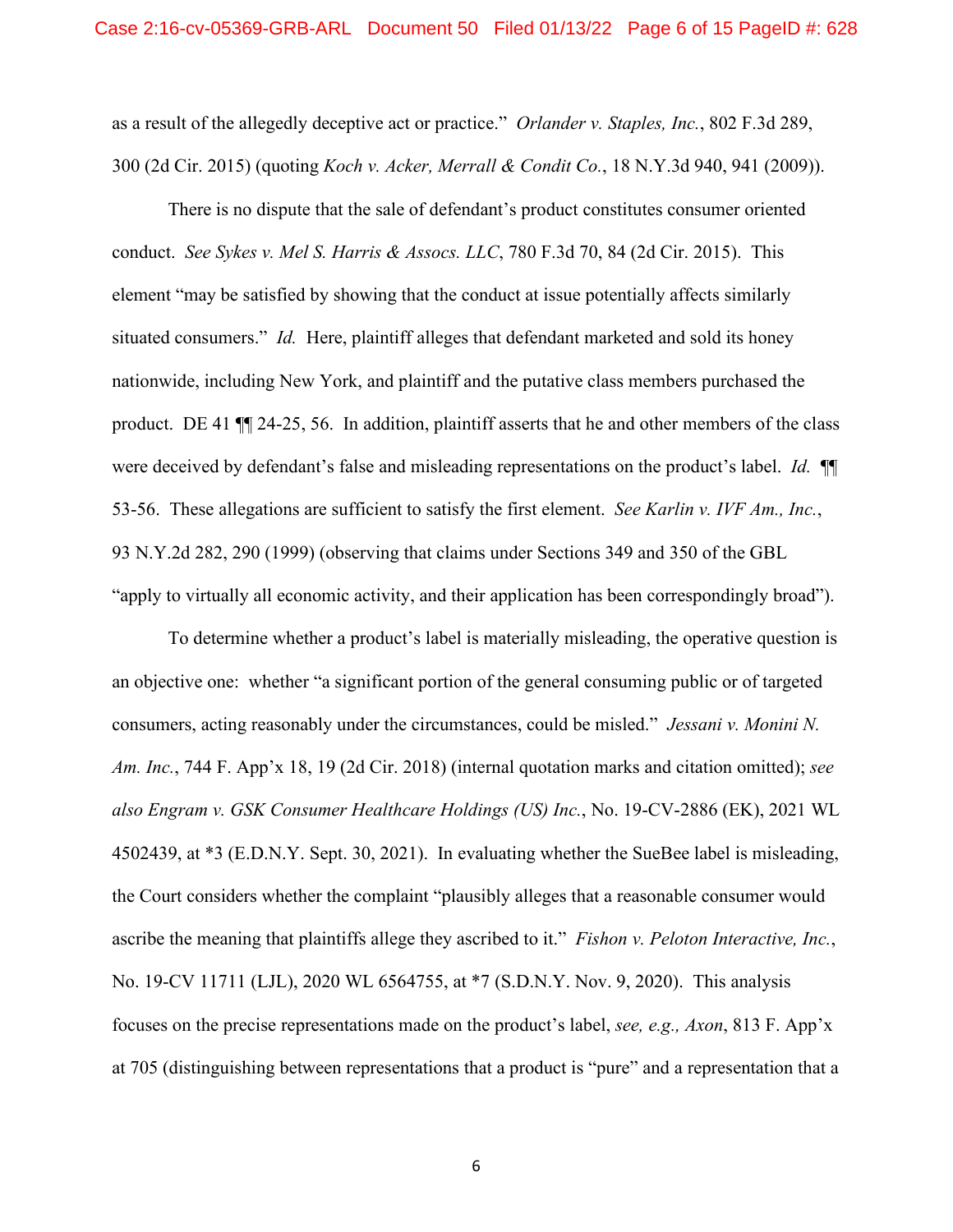as a result of the allegedly deceptive act or practice." *Orlander v. Staples, Inc.*, 802 F.3d 289, 300 (2d Cir. 2015) (quoting *Koch v. Acker, Merrall & Condit Co.*, 18 N.Y.3d 940, 941 (2009)).

There is no dispute that the sale of defendant's product constitutes consumer oriented conduct. *See Sykes v. Mel S. Harris & Assocs. LLC*, 780 F.3d 70, 84 (2d Cir. 2015). This element "may be satisfied by showing that the conduct at issue potentially affects similarly situated consumers." *Id.* Here, plaintiff alleges that defendant marketed and sold its honey nationwide, including New York, and plaintiff and the putative class members purchased the product. DE 41 ¶¶ 24-25, 56. In addition, plaintiff asserts that he and other members of the class were deceived by defendant's false and misleading representations on the product's label. *Id.* ¶¶ 53-56. These allegations are sufficient to satisfy the first element. *See Karlin v. IVF Am., Inc.*, 93 N.Y.2d 282, 290 (1999) (observing that claims under Sections 349 and 350 of the GBL "apply to virtually all economic activity, and their application has been correspondingly broad").

To determine whether a product's label is materially misleading, the operative question is an objective one: whether "a significant portion of the general consuming public or of targeted consumers, acting reasonably under the circumstances, could be misled." *Jessani v. Monini N. Am. Inc.*, 744 F. App'x 18, 19 (2d Cir. 2018) (internal quotation marks and citation omitted); *see also Engram v. GSK Consumer Healthcare Holdings (US) Inc.*, No. 19-CV-2886 (EK), 2021 WL 4502439, at *3 (E.D.N.Y. Sept. 30, 2021). In evaluating whether the SueBee label is misleading, the Court considers whether the complaint "plausibly alleges that a reasonable consumer would ascribe the meaning that plaintiffs allege they ascribed to it." *Fishon v. Peloton Interactive, Inc.*, No. 19-CV 11711 (LJL), 2020 WL 6564755, at *7 (S.D.N.Y. Nov. 9, 2020). This analysis focuses on the precise representations made on the product's label, *see, e.g., Axon*, 813 F. App'x at 705 (distinguishing between representations that a product is "pure" and a representation that a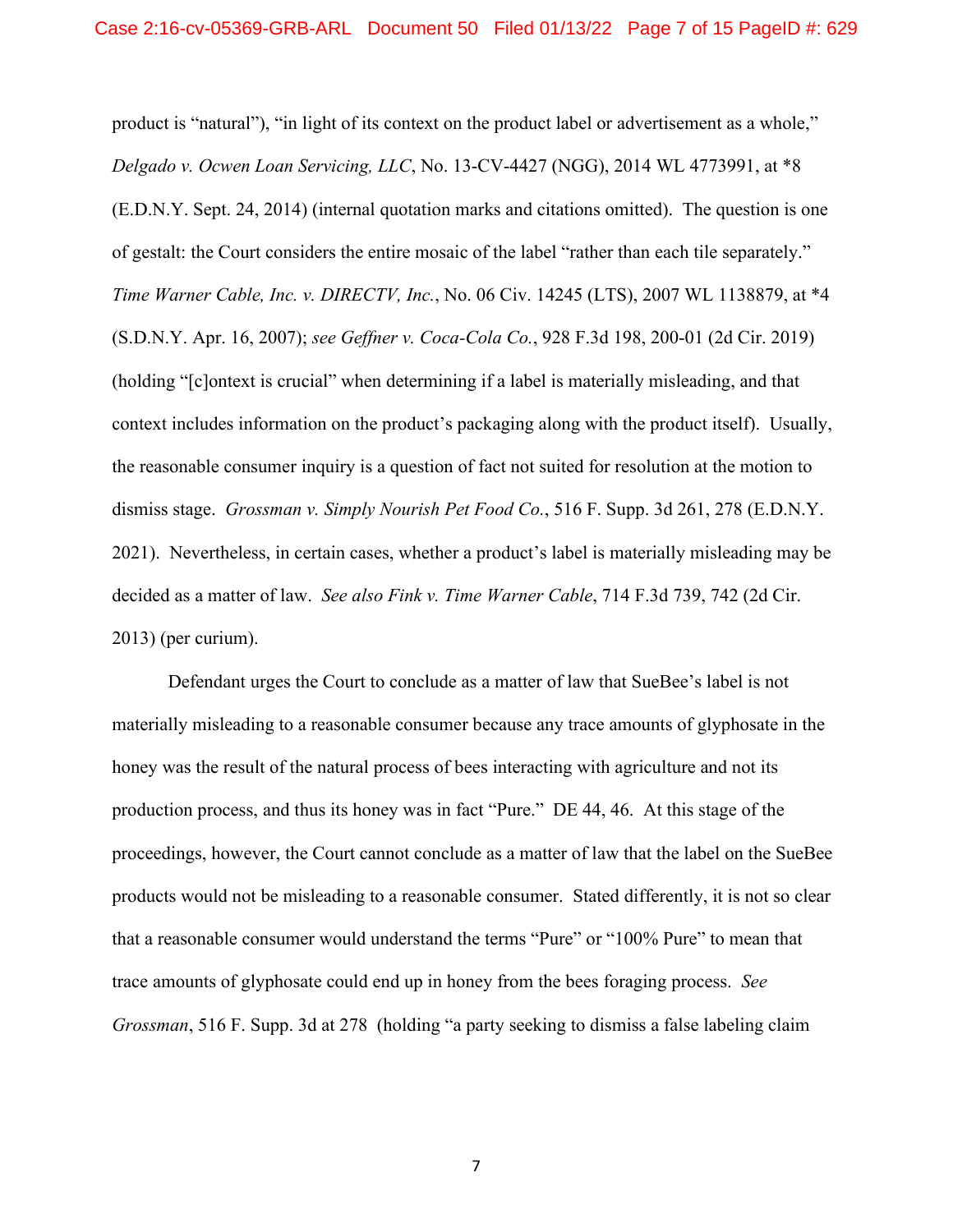product is "natural"), "in light of its context on the product label or advertisement as a whole," *Delgado v. Ocwen Loan Servicing, LLC*, No. 13-CV-4427 (NGG), 2014 WL 4773991, at *8 (E.D.N.Y. Sept. 24, 2014) (internal quotation marks and citations omitted). The question is one of gestalt: the Court considers the entire mosaic of the label "rather than each tile separately." *Time Warner Cable, Inc. v. DIRECTV, Inc.*, No. 06 Civ. 14245 (LTS), 2007 WL 1138879, at *4 (S.D.N.Y. Apr. 16, 2007); *see Geffner v. Coca-Cola Co.*, 928 F.3d 198, 200-01 (2d Cir. 2019) (holding "[c]ontext is crucial" when determining if a label is materially misleading, and that context includes information on the product's packaging along with the product itself). Usually, the reasonable consumer inquiry is a question of fact not suited for resolution at the motion to dismiss stage. *Grossman v. Simply Nourish Pet Food Co.*, 516 F. Supp. 3d 261, 278 (E.D.N.Y. 2021). Nevertheless, in certain cases, whether a product's label is materially misleading may be decided as a matter of law. *See also Fink v. Time Warner Cable*, 714 F.3d 739, 742 (2d Cir. 2013) (per curium).

Defendant urges the Court to conclude as a matter of law that SueBee's label is not materially misleading to a reasonable consumer because any trace amounts of glyphosate in the honey was the result of the natural process of bees interacting with agriculture and not its production process, and thus its honey was in fact "Pure." DE 44, 46. At this stage of the proceedings, however, the Court cannot conclude as a matter of law that the label on the SueBee products would not be misleading to a reasonable consumer. Stated differently, it is not so clear that a reasonable consumer would understand the terms "Pure" or "100% Pure" to mean that trace amounts of glyphosate could end up in honey from the bees foraging process. *See Grossman*, 516 F. Supp. 3d at 278 (holding "a party seeking to dismiss a false labeling claim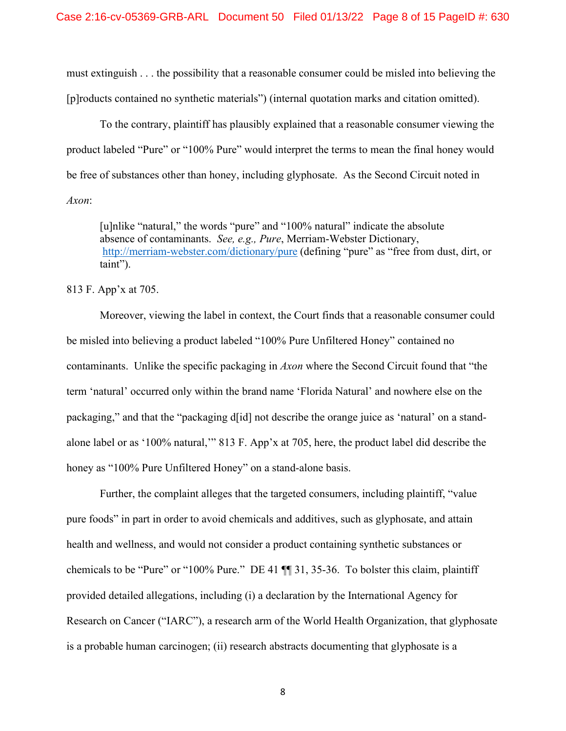must extinguish . . . the possibility that a reasonable consumer could be misled into believing the [p]roducts contained no synthetic materials") (internal quotation marks and citation omitted).

To the contrary, plaintiff has plausibly explained that a reasonable consumer viewing the product labeled "Pure" or "100% Pure" would interpret the terms to mean the final honey would be free of substances other than honey, including glyphosate. As the Second Circuit noted in *Axon*:

> [u]nlike "natural," the words "pure" and "100% natural" indicate the absolute absence of contaminants. *See, e.g., Pure*, Merriam-Webster Dictionary, http://merriam-webster.com/dictionary/pure (defining "pure" as "free from dust, dirt, or taint").

813 F. App'x at 705.

Moreover, viewing the label in context, the Court finds that a reasonable consumer could be misled into believing a product labeled "100% Pure Unfiltered Honey" contained no contaminants. Unlike the specific packaging in *Axon* where the Second Circuit found that "the term 'natural' occurred only within the brand name 'Florida Natural' and nowhere else on the packaging," and that the "packaging d[id] not describe the orange juice as 'natural' on a stand-alone label or as '100% natural,'" 813 F. App'x at 705, here, the product label did describe the honey as "100% Pure Unfiltered Honey" on a stand-alone basis.

Further, the complaint alleges that the targeted consumers, including plaintiff, "value pure foods" in part in order to avoid chemicals and additives, such as glyphosate, and attain health and wellness, and would not consider a product containing synthetic substances or chemicals to be "Pure" or "100% Pure." DE 41 ¶¶ 31, 35-36. To bolster this claim, plaintiff provided detailed allegations, including (i) a declaration by the International Agency for Research on Cancer ("IARC"), a research arm of the World Health Organization, that glyphosate is a probable human carcinogen; (ii) research abstracts documenting that glyphosate is a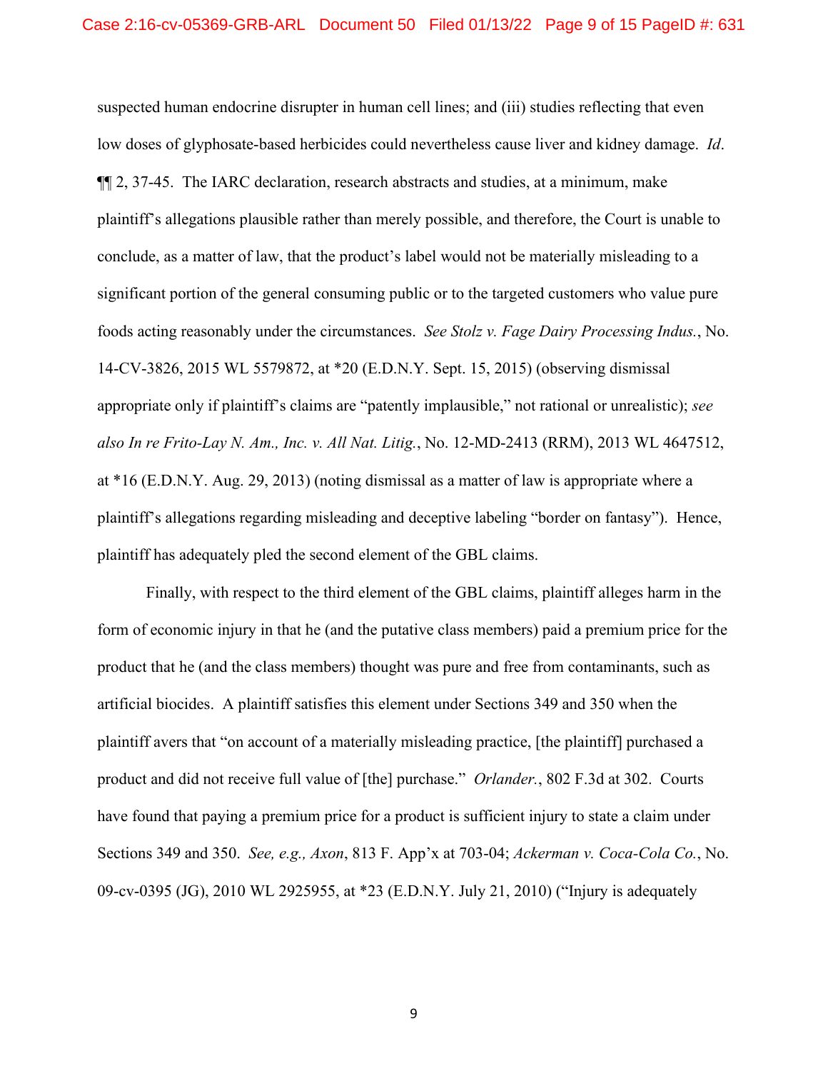suspected human endocrine disrupter in human cell lines; and (iii) studies reflecting that even low doses of glyphosate-based herbicides could nevertheless cause liver and kidney damage. *Id*. ¶¶ 2, 37-45. The IARC declaration, research abstracts and studies, at a minimum, make plaintiff's allegations plausible rather than merely possible, and therefore, the Court is unable to conclude, as a matter of law, that the product's label would not be materially misleading to a significant portion of the general consuming public or to the targeted customers who value pure foods acting reasonably under the circumstances. *See Stolz v. Fage Dairy Processing Indus.*, No. 14-CV-3826, 2015 WL 5579872, at *20 (E.D.N.Y. Sept. 15, 2015) (observing dismissal appropriate only if plaintiff's claims are "patently implausible," not rational or unrealistic); *see also In re Frito-Lay N. Am., Inc. v. All Nat. Litig.*, No. 12-MD-2413 (RRM), 2013 WL 4647512, at *16 (E.D.N.Y. Aug. 29, 2013) (noting dismissal as a matter of law is appropriate where a plaintiff's allegations regarding misleading and deceptive labeling "border on fantasy"). Hence, plaintiff has adequately pled the second element of the GBL claims.

Finally, with respect to the third element of the GBL claims, plaintiff alleges harm in the form of economic injury in that he (and the putative class members) paid a premium price for the product that he (and the class members) thought was pure and free from contaminants, such as artificial biocides. A plaintiff satisfies this element under Sections 349 and 350 when the plaintiff avers that "on account of a materially misleading practice, [the plaintiff] purchased a product and did not receive full value of [the] purchase." *Orlander.*, 802 F.3d at 302. Courts have found that paying a premium price for a product is sufficient injury to state a claim under Sections 349 and 350. *See, e.g., Axon*, 813 F. App'x at 703-04; *Ackerman v. Coca-Cola Co.*, No. 09-cv-0395 (JG), 2010 WL 2925955, at *23 (E.D.N.Y. July 21, 2010) ("Injury is adequately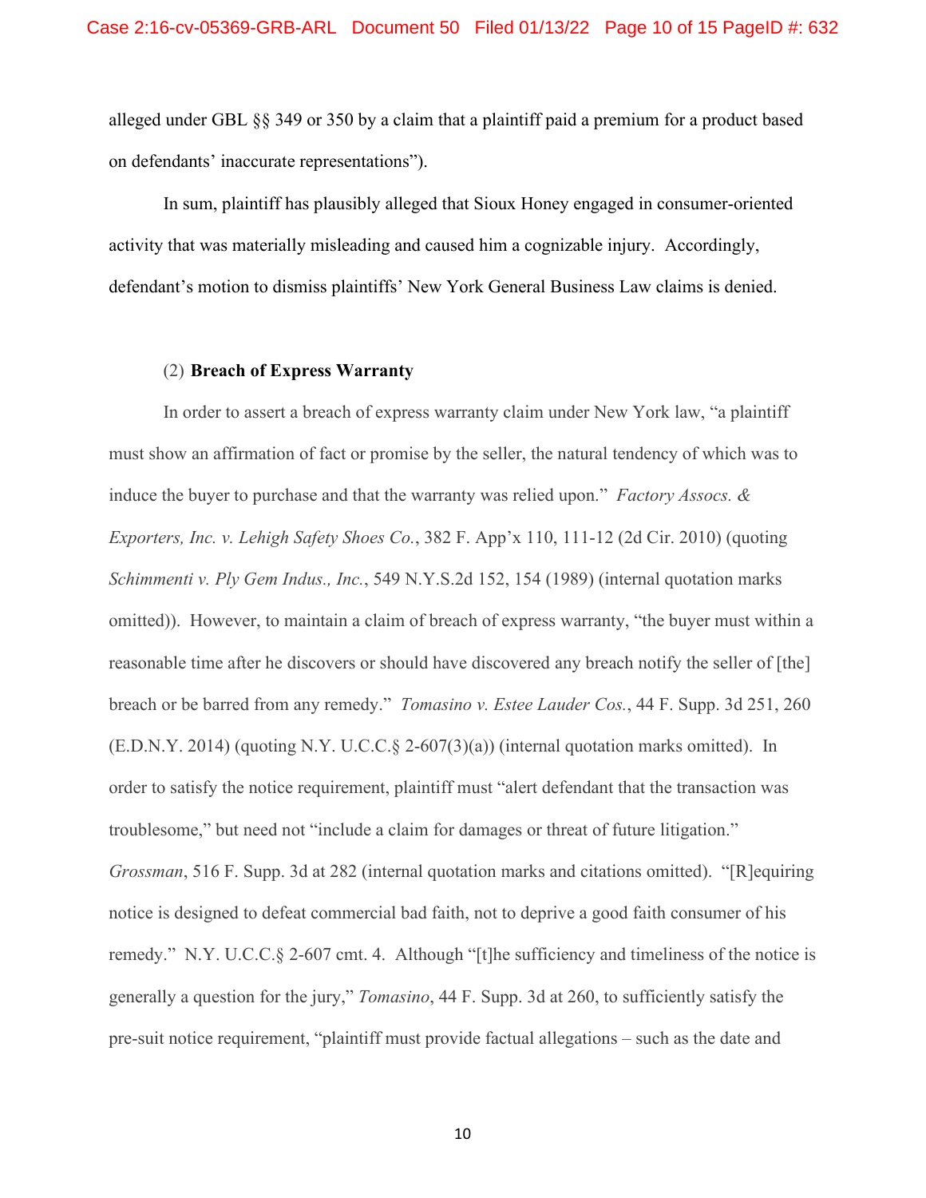alleged under GBL §§ 349 or 350 by a claim that a plaintiff paid a premium for a product based on defendants' inaccurate representations").

In sum, plaintiff has plausibly alleged that Sioux Honey engaged in consumer-oriented activity that was materially misleading and caused him a cognizable injury. Accordingly, defendant's motion to dismiss plaintiffs' New York General Business Law claims is denied.

(2) **Breach of Express Warranty**

In order to assert a breach of express warranty claim under New York law, "a plaintiff must show an affirmation of fact or promise by the seller, the natural tendency of which was to induce the buyer to purchase and that the warranty was relied upon." *Factory Assocs. & Exporters, Inc. v. Lehigh Safety Shoes Co.*, 382 F. App'x 110, 111-12 (2d Cir. 2010) (quoting *Schimmenti v. Ply Gem Indus., Inc.*, 549 N.Y.S.2d 152, 154 (1989) (internal quotation marks omitted)). However, to maintain a claim of breach of express warranty, "the buyer must within a reasonable time after he discovers or should have discovered any breach notify the seller of [the] breach or be barred from any remedy." *Tomasino v. Estee Lauder Cos.*, 44 F. Supp. 3d 251, 260 (E.D.N.Y. 2014) (quoting N.Y. U.C.C.§ 2-607(3)(a)) (internal quotation marks omitted). In order to satisfy the notice requirement, plaintiff must "alert defendant that the transaction was troublesome," but need not "include a claim for damages or threat of future litigation." *Grossman*, 516 F. Supp. 3d at 282 (internal quotation marks and citations omitted). "[R]equiring notice is designed to defeat commercial bad faith, not to deprive a good faith consumer of his remedy." N.Y. U.C.C.§ 2-607 cmt. 4. Although "[t]he sufficiency and timeliness of the notice is generally a question for the jury," *Tomasino*, 44 F. Supp. 3d at 260, to sufficiently satisfy the pre-suit notice requirement, "plaintiff must provide factual allegations – such as the date and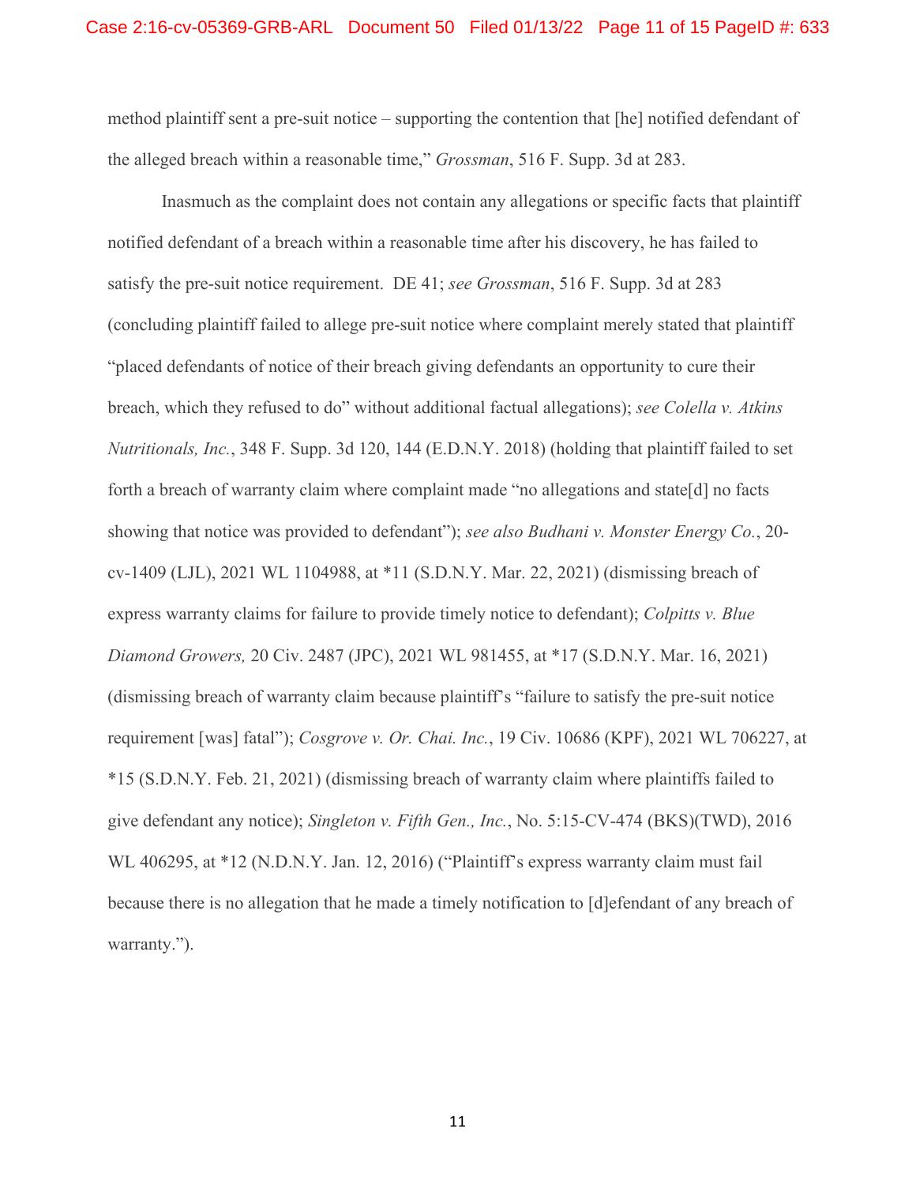method plaintiff sent a pre-suit notice – supporting the contention that [he] notified defendant of the alleged breach within a reasonable time," *Grossman*, 516 F. Supp. 3d at 283.

Inasmuch as the complaint does not contain any allegations or specific facts that plaintiff notified defendant of a breach within a reasonable time after his discovery, he has failed to satisfy the pre-suit notice requirement. DE 41; *see Grossman*, 516 F. Supp. 3d at 283 (concluding plaintiff failed to allege pre-suit notice where complaint merely stated that plaintiff "placed defendants of notice of their breach giving defendants an opportunity to cure their breach, which they refused to do" without additional factual allegations); *see Colella v. Atkins Nutritionals, Inc.*, 348 F. Supp. 3d 120, 144 (E.D.N.Y. 2018) (holding that plaintiff failed to set forth a breach of warranty claim where complaint made "no allegations and state[d] no facts showing that notice was provided to defendant"); *see also Budhani v. Monster Energy Co.*, 20-cv-1409 (LJL), 2021 WL 1104988, at *11 (S.D.N.Y. Mar. 22, 2021) (dismissing breach of express warranty claims for failure to provide timely notice to defendant); *Colpitts v. Blue Diamond Growers,* 20 Civ. 2487 (JPC), 2021 WL 981455, at *17 (S.D.N.Y. Mar. 16, 2021) (dismissing breach of warranty claim because plaintiff's "failure to satisfy the pre-suit notice requirement [was] fatal"); *Cosgrove v. Or. Chai. Inc.*, 19 Civ. 10686 (KPF), 2021 WL 706227, at *15 (S.D.N.Y. Feb. 21, 2021) (dismissing breach of warranty claim where plaintiffs failed to give defendant any notice); *Singleton v. Fifth Gen., Inc.*, No. 5:15-CV-474 (BKS)(TWD), 2016 WL 406295, at *12 (N.D.N.Y. Jan. 12, 2016) ("Plaintiff's express warranty claim must fail because there is no allegation that he made a timely notification to [d]efendant of any breach of warranty.").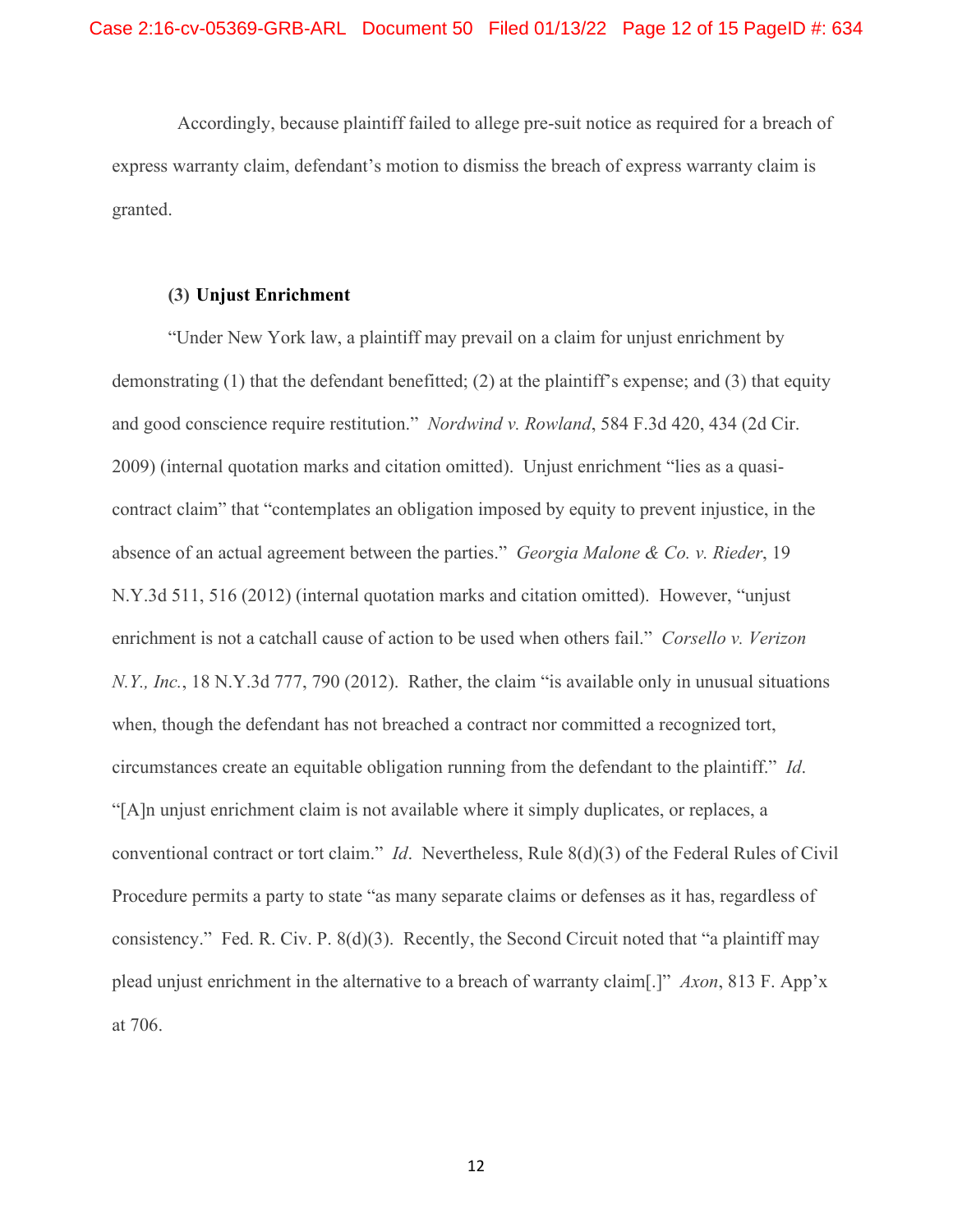Accordingly, because plaintiff failed to allege pre-suit notice as required for a breach of express warranty claim, defendant's motion to dismiss the breach of express warranty claim is granted.

**(3) Unjust Enrichment**

"Under New York law, a plaintiff may prevail on a claim for unjust enrichment by demonstrating (1) that the defendant benefitted; (2) at the plaintiff's expense; and (3) that equity and good conscience require restitution." *Nordwind v. Rowland*, 584 F.3d 420, 434 (2d Cir. 2009) (internal quotation marks and citation omitted). Unjust enrichment "lies as a quasi-contract claim" that "contemplates an obligation imposed by equity to prevent injustice, in the absence of an actual agreement between the parties." *Georgia Malone & Co. v. Rieder*, 19 N.Y.3d 511, 516 (2012) (internal quotation marks and citation omitted). However, "unjust enrichment is not a catchall cause of action to be used when others fail." *Corsello v. Verizon N.Y., Inc.*, 18 N.Y.3d 777, 790 (2012). Rather, the claim "is available only in unusual situations when, though the defendant has not breached a contract nor committed a recognized tort, circumstances create an equitable obligation running from the defendant to the plaintiff." *Id*. "[A]n unjust enrichment claim is not available where it simply duplicates, or replaces, a conventional contract or tort claim." *Id*. Nevertheless, Rule 8(d)(3) of the Federal Rules of Civil Procedure permits a party to state "as many separate claims or defenses as it has, regardless of consistency." Fed. R. Civ. P. 8(d)(3). Recently, the Second Circuit noted that "a plaintiff may plead unjust enrichment in the alternative to a breach of warranty claim[.]" *Axon*, 813 F. App'x at 706.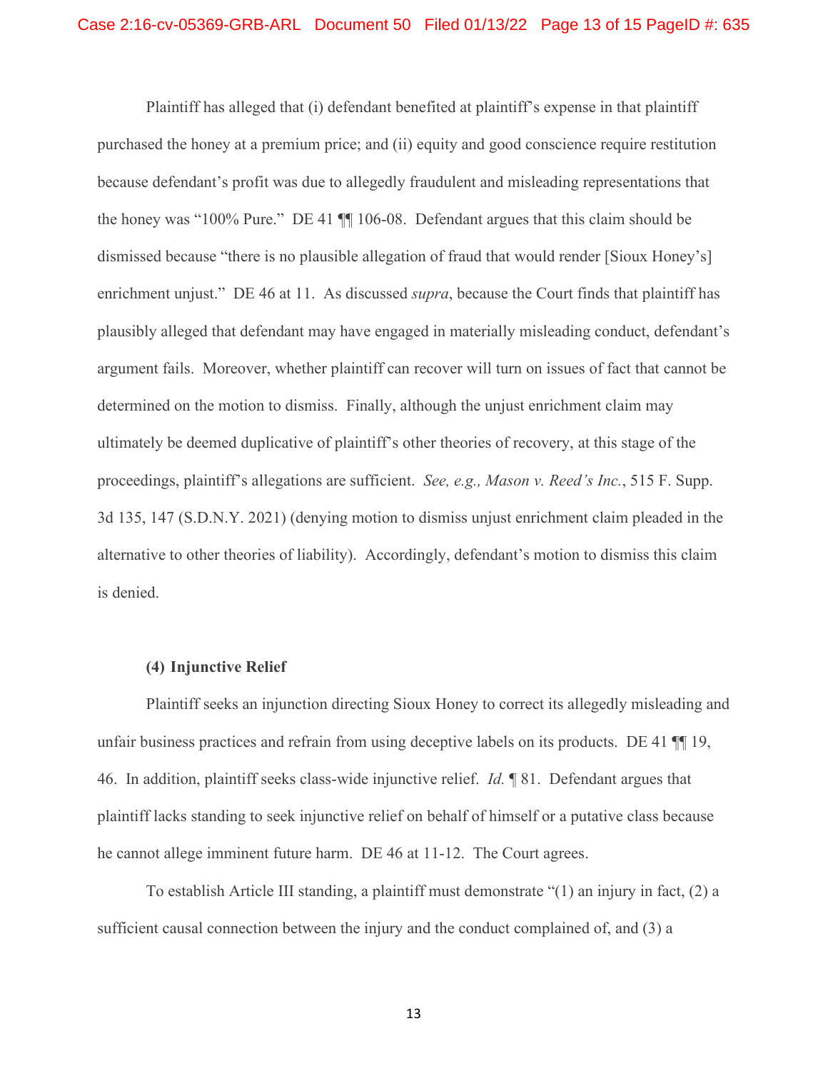Plaintiff has alleged that (i) defendant benefited at plaintiff's expense in that plaintiff purchased the honey at a premium price; and (ii) equity and good conscience require restitution because defendant's profit was due to allegedly fraudulent and misleading representations that the honey was "100% Pure." DE 41 ¶¶ 106-08. Defendant argues that this claim should be dismissed because "there is no plausible allegation of fraud that would render [Sioux Honey's] enrichment unjust." DE 46 at 11. As discussed *supra*, because the Court finds that plaintiff has plausibly alleged that defendant may have engaged in materially misleading conduct, defendant's argument fails. Moreover, whether plaintiff can recover will turn on issues of fact that cannot be determined on the motion to dismiss. Finally, although the unjust enrichment claim may ultimately be deemed duplicative of plaintiff's other theories of recovery, at this stage of the proceedings, plaintiff's allegations are sufficient. *See, e.g., Mason v. Reed's Inc.*, 515 F. Supp. 3d 135, 147 (S.D.N.Y. 2021) (denying motion to dismiss unjust enrichment claim pleaded in the alternative to other theories of liability). Accordingly, defendant's motion to dismiss this claim is denied.

**(4) Injunctive Relief**

Plaintiff seeks an injunction directing Sioux Honey to correct its allegedly misleading and unfair business practices and refrain from using deceptive labels on its products. DE 41 ¶¶ 19, 46. In addition, plaintiff seeks class-wide injunctive relief. *Id.* ¶ 81. Defendant argues that plaintiff lacks standing to seek injunctive relief on behalf of himself or a putative class because he cannot allege imminent future harm. DE 46 at 11-12. The Court agrees.

To establish Article III standing, a plaintiff must demonstrate "(1) an injury in fact, (2) a sufficient causal connection between the injury and the conduct complained of, and (3) a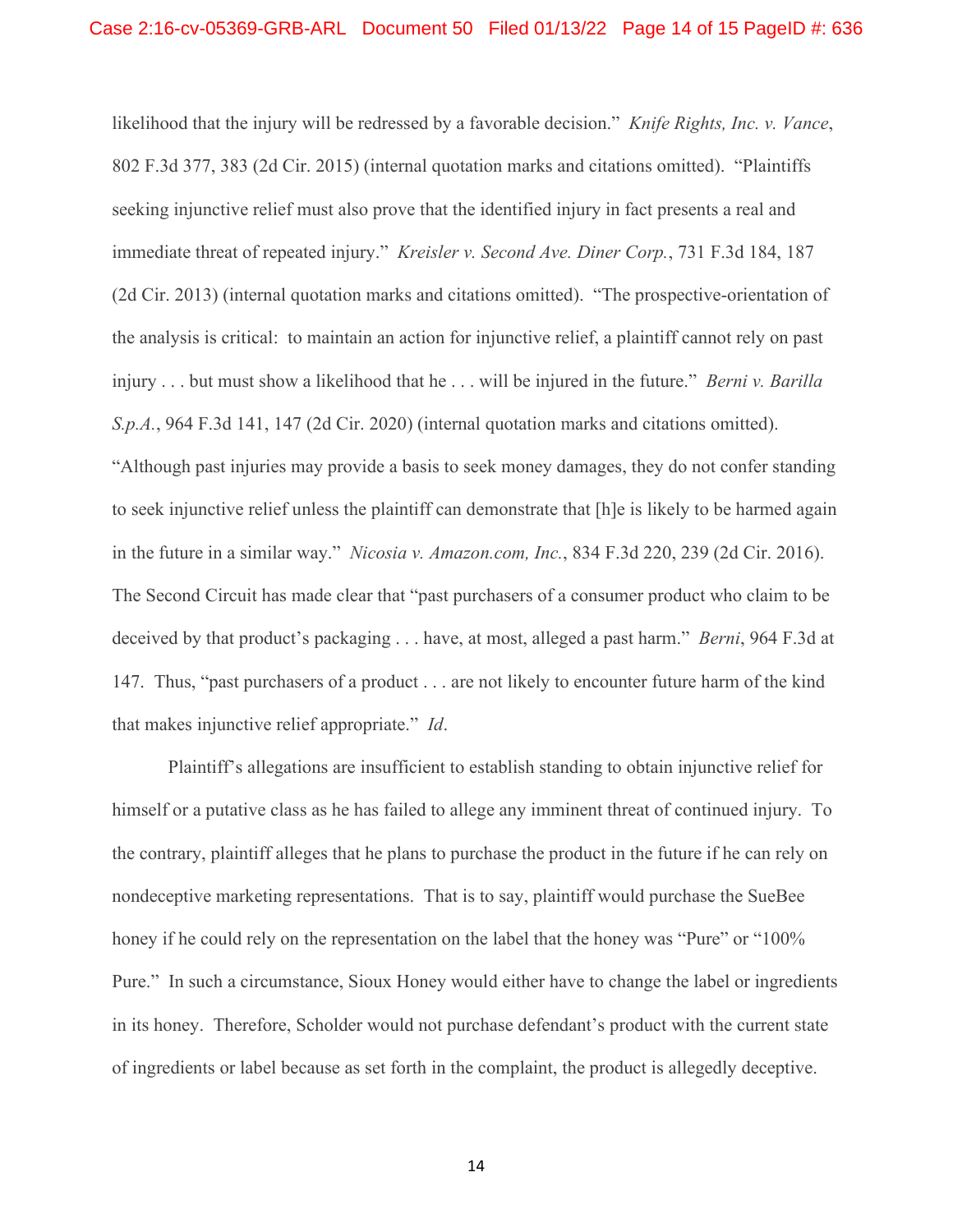likelihood that the injury will be redressed by a favorable decision." *Knife Rights, Inc. v. Vance*, 802 F.3d 377, 383 (2d Cir. 2015) (internal quotation marks and citations omitted). "Plaintiffs seeking injunctive relief must also prove that the identified injury in fact presents a real and immediate threat of repeated injury." *Kreisler v. Second Ave. Diner Corp.*, 731 F.3d 184, 187 (2d Cir. 2013) (internal quotation marks and citations omitted). "The prospective-orientation of the analysis is critical: to maintain an action for injunctive relief, a plaintiff cannot rely on past injury . . . but must show a likelihood that he . . . will be injured in the future." *Berni v. Barilla S.p.A.*, 964 F.3d 141, 147 (2d Cir. 2020) (internal quotation marks and citations omitted). "Although past injuries may provide a basis to seek money damages, they do not confer standing to seek injunctive relief unless the plaintiff can demonstrate that [h]e is likely to be harmed again in the future in a similar way." *Nicosia v. Amazon.com, Inc.*, 834 F.3d 220, 239 (2d Cir. 2016). The Second Circuit has made clear that "past purchasers of a consumer product who claim to be deceived by that product's packaging . . . have, at most, alleged a past harm." *Berni*, 964 F.3d at 147. Thus, "past purchasers of a product . . . are not likely to encounter future harm of the kind that makes injunctive relief appropriate." *Id*.

Plaintiff's allegations are insufficient to establish standing to obtain injunctive relief for himself or a putative class as he has failed to allege any imminent threat of continued injury. To the contrary, plaintiff alleges that he plans to purchase the product in the future if he can rely on nondeceptive marketing representations. That is to say, plaintiff would purchase the SueBee honey if he could rely on the representation on the label that the honey was "Pure" or "100% Pure." In such a circumstance, Sioux Honey would either have to change the label or ingredients in its honey. Therefore, Scholder would not purchase defendant's product with the current state of ingredients or label because as set forth in the complaint, the product is allegedly deceptive.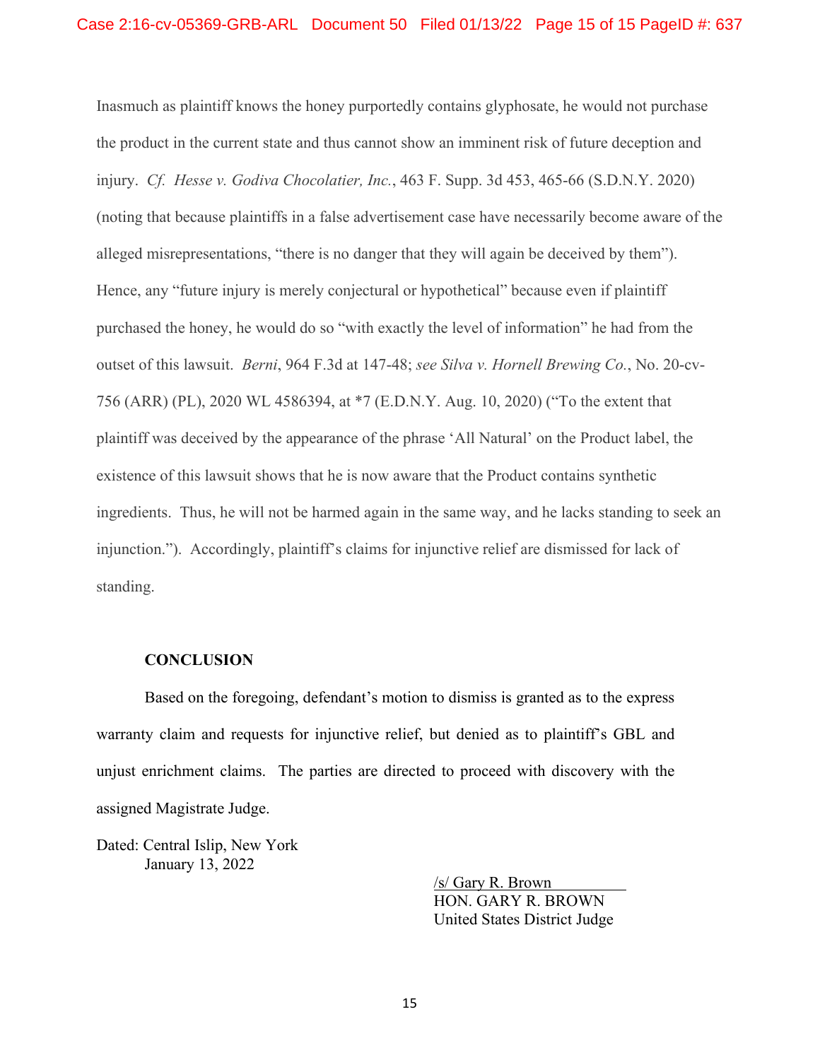Inasmuch as plaintiff knows the honey purportedly contains glyphosate, he would not purchase the product in the current state and thus cannot show an imminent risk of future deception and injury. *Cf. Hesse v. Godiva Chocolatier, Inc.*, 463 F. Supp. 3d 453, 465-66 (S.D.N.Y. 2020) (noting that because plaintiffs in a false advertisement case have necessarily become aware of the alleged misrepresentations, "there is no danger that they will again be deceived by them"). Hence, any "future injury is merely conjectural or hypothetical" because even if plaintiff purchased the honey, he would do so "with exactly the level of information" he had from the outset of this lawsuit. *Berni*, 964 F.3d at 147-48; *see Silva v. Hornell Brewing Co.*, No. 20-cv-756 (ARR) (PL), 2020 WL 4586394, at *7 (E.D.N.Y. Aug. 10, 2020) ("To the extent that plaintiff was deceived by the appearance of the phrase 'All Natural' on the Product label, the existence of this lawsuit shows that he is now aware that the Product contains synthetic ingredients. Thus, he will not be harmed again in the same way, and he lacks standing to seek an injunction."). Accordingly, plaintiff's claims for injunctive relief are dismissed for lack of standing.

**CONCLUSION**

Based on the foregoing, defendant's motion to dismiss is granted as to the express warranty claim and requests for injunctive relief, but denied as to plaintiff's GBL and unjust enrichment claims. The parties are directed to proceed with discovery with the assigned Magistrate Judge.

Dated: Central Islip, New York
January 13, 2022

/s/ Gary R. Brown
HON. GARY R. BROWN
United States District Judge